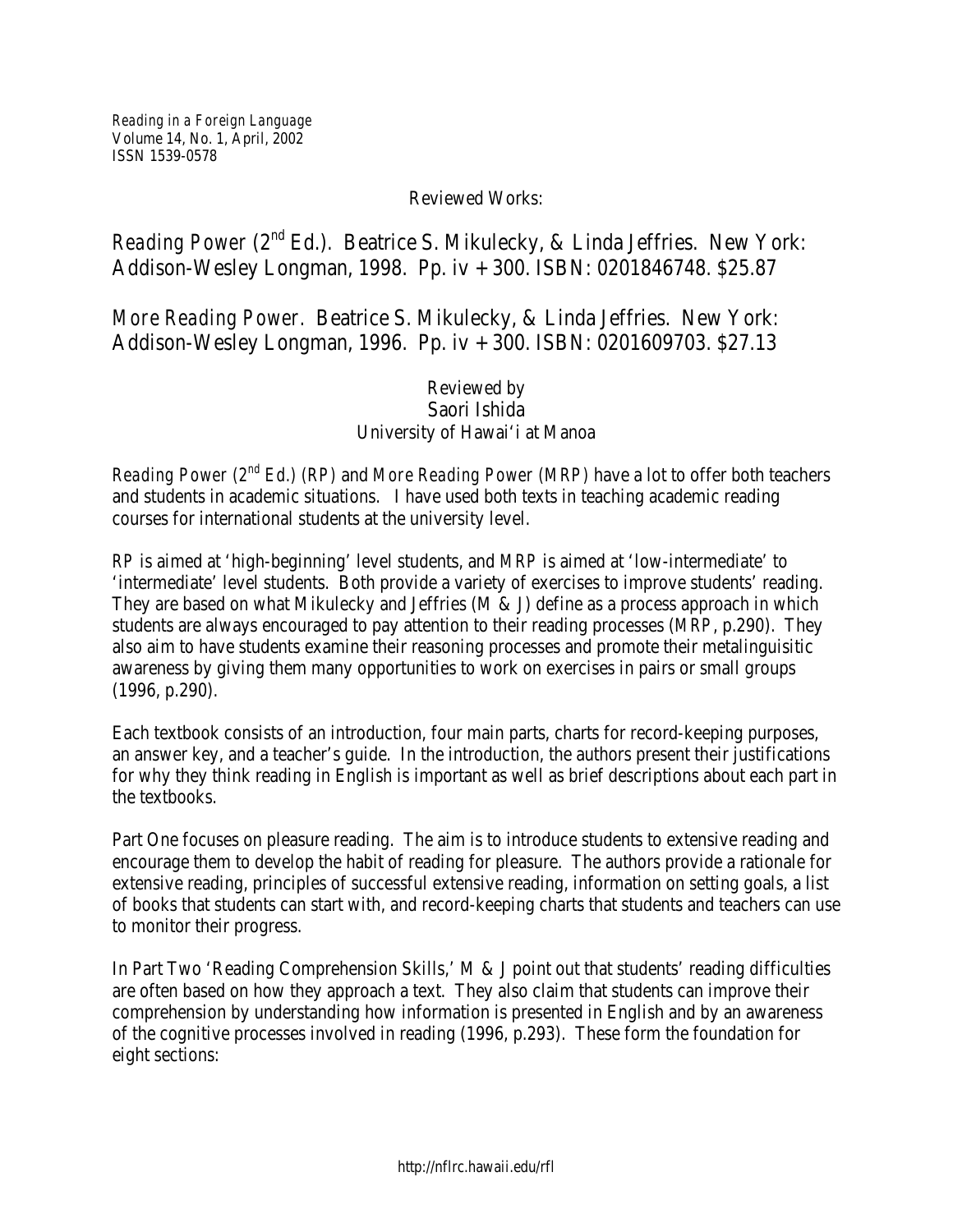Reading in a Foreign Language
Volume 14, No. 1, April, 2002
ISSN 1539-0578

Reviewed Works:

# *Reading Power* (2nd Ed.). Beatrice S. Mikulecky, & Linda Jeffries. New York: Addison-Wesley Longman, 1998. Pp. iv + 300. ISBN: 0201846748. $25.87

# *More Reading Power*. Beatrice S. Mikulecky, & Linda Jeffries. New York: Addison-Wesley Longman, 1996. Pp. iv + 300. ISBN: 0201609703. $27.13

Reviewed by
Saori Ishida
University of Hawai'i at Manoa

*Reading Power* (2nd Ed.) (*RP*) and *More Reading Power* (*MRP*) have a lot to offer both teachers and students in academic situations. I have used both texts in teaching academic reading courses for international students at the university level.

*RP* is aimed at 'high-beginning' level students, and *MRP* is aimed at 'low-intermediate' to 'intermediate' level students. Both provide a variety of exercises to improve students' reading. They are based on what Mikulecky and Jeffries (M & J) define as a process approach in which students are always encouraged to pay attention to their reading processes (*MRP*, p.290). They also aim to have students examine their reasoning processes and promote their metalinguisitic awareness by giving them many opportunities to work on exercises in pairs or small groups (1996, p.290).

Each textbook consists of an introduction, four main parts, charts for record-keeping purposes, an answer key, and a teacher's guide. In the introduction, the authors present their justifications for why they think reading in English is important as well as brief descriptions about each part in the textbooks.

Part One focuses on pleasure reading. The aim is to introduce students to extensive reading and encourage them to develop the habit of reading for pleasure. The authors provide a rationale for extensive reading, principles of successful extensive reading, information on setting goals, a list of books that students can start with, and record-keeping charts that students and teachers can use to monitor their progress.

In Part Two 'Reading Comprehension Skills,' M & J point out that students' reading difficulties are often based on how they approach a text. They also claim that students can improve their comprehension by understanding how information is presented in English and by an awareness of the cognitive processes involved in reading (1996, p.293). These form the foundation for eight sections: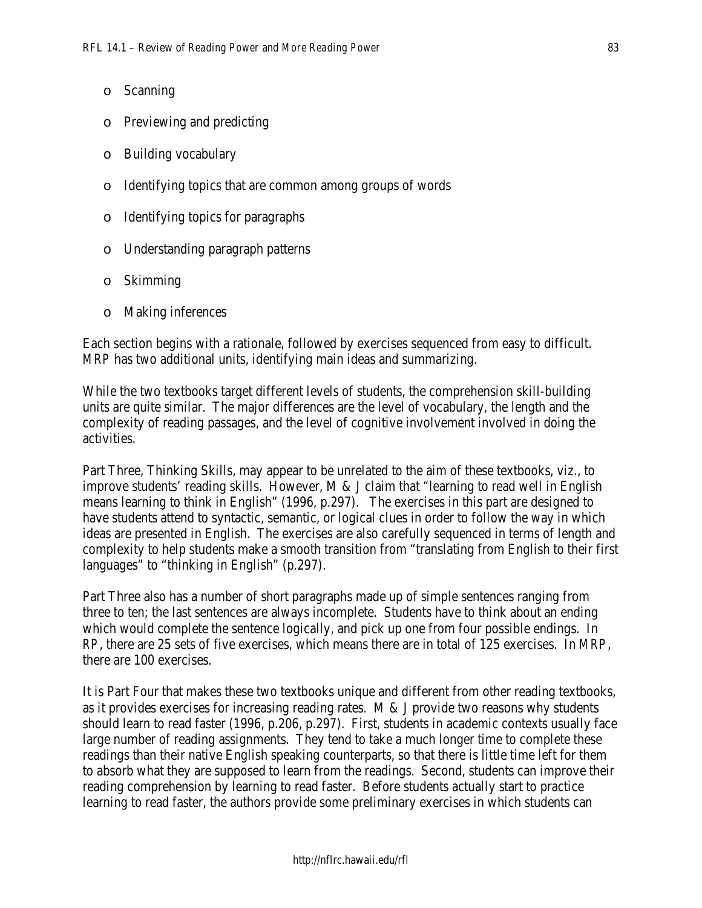- Scanning
- Previewing and predicting
- Building vocabulary
- Identifying topics that are common among groups of words
- Identifying topics for paragraphs
- Understanding paragraph patterns
- Skimming
- Making inferences

Each section begins with a rationale, followed by exercises sequenced from easy to difficult. *MRP* has two additional units, identifying main ideas and summarizing.

While the two textbooks target different levels of students, the comprehension skill-building units are quite similar. The major differences are the level of vocabulary, the length and the complexity of reading passages, and the level of cognitive involvement involved in doing the activities.

Part Three, Thinking Skills, may appear to be unrelated to the aim of these textbooks, viz., to improve students' reading skills. However, M & J claim that "learning to read well in English means learning to think in English" (1996, p.297). The exercises in this part are designed to have students attend to syntactic, semantic, or logical clues in order to follow the way in which ideas are presented in English. The exercises are also carefully sequenced in terms of length and complexity to help students make a smooth transition from "translating from English to their first languages" to "thinking in English" (p.297).

Part Three also has a number of short paragraphs made up of simple sentences ranging from three to ten; the last sentences are always incomplete. Students have to think about an ending which would complete the sentence logically, and pick up one from four possible endings. In *RP*, there are 25 sets of five exercises, which means there are in total of 125 exercises. In *MRP*, there are 100 exercises.

It is Part Four that makes these two textbooks unique and different from other reading textbooks, as it provides exercises for increasing reading rates. M & J provide two reasons why students should learn to read faster (1996, p.206, p.297). First, students in academic contexts usually face large number of reading assignments. They tend to take a much longer time to complete these readings than their native English speaking counterparts, so that there is little time left for them to absorb what they are supposed to learn from the readings. Second, students can improve their reading comprehension by learning to read faster. Before students actually start to practice learning to read faster, the authors provide some preliminary exercises in which students can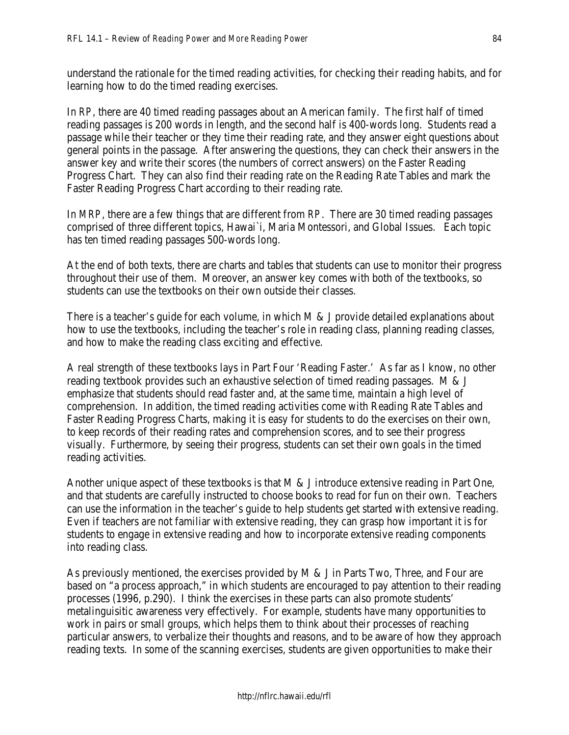understand the rationale for the timed reading activities, for checking their reading habits, and for learning how to do the timed reading exercises.

In *RP*, there are 40 timed reading passages about an American family. The first half of timed reading passages is 200 words in length, and the second half is 400-words long. Students read a passage while their teacher or they time their reading rate, and they answer eight questions about general points in the passage. After answering the questions, they can check their answers in the answer key and write their scores (the numbers of correct answers) on the Faster Reading Progress Chart. They can also find their reading rate on the Reading Rate Tables and mark the Faster Reading Progress Chart according to their reading rate.

In *MRP*, there are a few things that are different from *RP*. There are 30 timed reading passages comprised of three different topics, Hawai`i, Maria Montessori, and Global Issues. Each topic has ten timed reading passages 500-words long.

At the end of both texts, there are charts and tables that students can use to monitor their progress throughout their use of them. Moreover, an answer key comes with both of the textbooks, so students can use the textbooks on their own outside their classes.

There is a teacher's guide for each volume, in which M & J provide detailed explanations about how to use the textbooks, including the teacher's role in reading class, planning reading classes, and how to make the reading class exciting and effective.

A real strength of these textbooks lays in Part Four 'Reading Faster.' As far as I know, no other reading textbook provides such an exhaustive selection of timed reading passages. M & J emphasize that students should read faster and, at the same time, maintain a high level of comprehension. In addition, the timed reading activities come with Reading Rate Tables and Faster Reading Progress Charts, making it is easy for students to do the exercises on their own, to keep records of their reading rates and comprehension scores, and to see their progress visually. Furthermore, by seeing their progress, students can set their own goals in the timed reading activities.

Another unique aspect of these textbooks is that M & J introduce extensive reading in Part One, and that students are carefully instructed to choose books to read for fun on their own. Teachers can use the information in the teacher's guide to help students get started with extensive reading. Even if teachers are not familiar with extensive reading, they can grasp how important it is for students to engage in extensive reading and how to incorporate extensive reading components into reading class.

As previously mentioned, the exercises provided by M & J in Parts Two, Three, and Four are based on "a process approach," in which students are encouraged to pay attention to their reading processes (1996, p.290). I think the exercises in these parts can also promote students' metalinguisitic awareness very effectively. For example, students have many opportunities to work in pairs or small groups, which helps them to think about their processes of reaching particular answers, to verbalize their thoughts and reasons, and to be aware of how they approach reading texts. In some of the scanning exercises, students are given opportunities to make their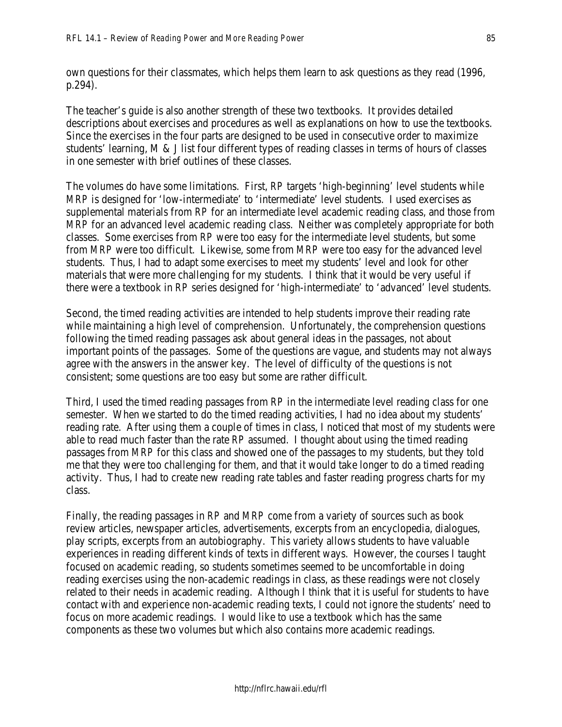own questions for their classmates, which helps them learn to ask questions as they read (1996, p.294).

The teacher's guide is also another strength of these two textbooks. It provides detailed descriptions about exercises and procedures as well as explanations on how to use the textbooks. Since the exercises in the four parts are designed to be used in consecutive order to maximize students' learning, M & J list four different types of reading classes in terms of hours of classes in one semester with brief outlines of these classes.

The volumes do have some limitations. First, *RP* targets 'high-beginning' level students while *MRP* is designed for 'low-intermediate' to 'intermediate' level students. I used exercises as supplemental materials from *RP* for an intermediate level academic reading class, and those from *MRP* for an advanced level academic reading class. Neither was completely appropriate for both classes. Some exercises from *RP* were too easy for the intermediate level students, but some from *MRP* were too difficult. Likewise, some from *MRP* were too easy for the advanced level students. Thus, I had to adapt some exercises to meet my students' level and look for other materials that were more challenging for my students. I think that it would be very useful if there were a textbook in *RP* series designed for 'high-intermediate' to 'advanced' level students.

Second, the timed reading activities are intended to help students improve their reading rate while maintaining a high level of comprehension. Unfortunately, the comprehension questions following the timed reading passages ask about general ideas in the passages, not about important points of the passages. Some of the questions are vague, and students may not always agree with the answers in the answer key. The level of difficulty of the questions is not consistent; some questions are too easy but some are rather difficult.

Third, I used the timed reading passages from *RP* in the intermediate level reading class for one semester. When we started to do the timed reading activities, I had no idea about my students' reading rate. After using them a couple of times in class, I noticed that most of my students were able to read much faster than the rate *RP* assumed. I thought about using the timed reading passages from *MRP* for this class and showed one of the passages to my students, but they told me that they were too challenging for them, and that it would take longer to do a timed reading activity. Thus, I had to create new reading rate tables and faster reading progress charts for my class.

Finally, the reading passages in *RP* and *MRP* come from a variety of sources such as book review articles, newspaper articles, advertisements, excerpts from an encyclopedia, dialogues, play scripts, excerpts from an autobiography. This variety allows students to have valuable experiences in reading different kinds of texts in different ways. However, the courses I taught focused on academic reading, so students sometimes seemed to be uncomfortable in doing reading exercises using the non-academic readings in class, as these readings were not closely related to their needs in academic reading. Although I think that it is useful for students to have contact with and experience non-academic reading texts, I could not ignore the students' need to focus on more academic readings. I would like to use a textbook which has the same components as these two volumes but which also contains more academic readings.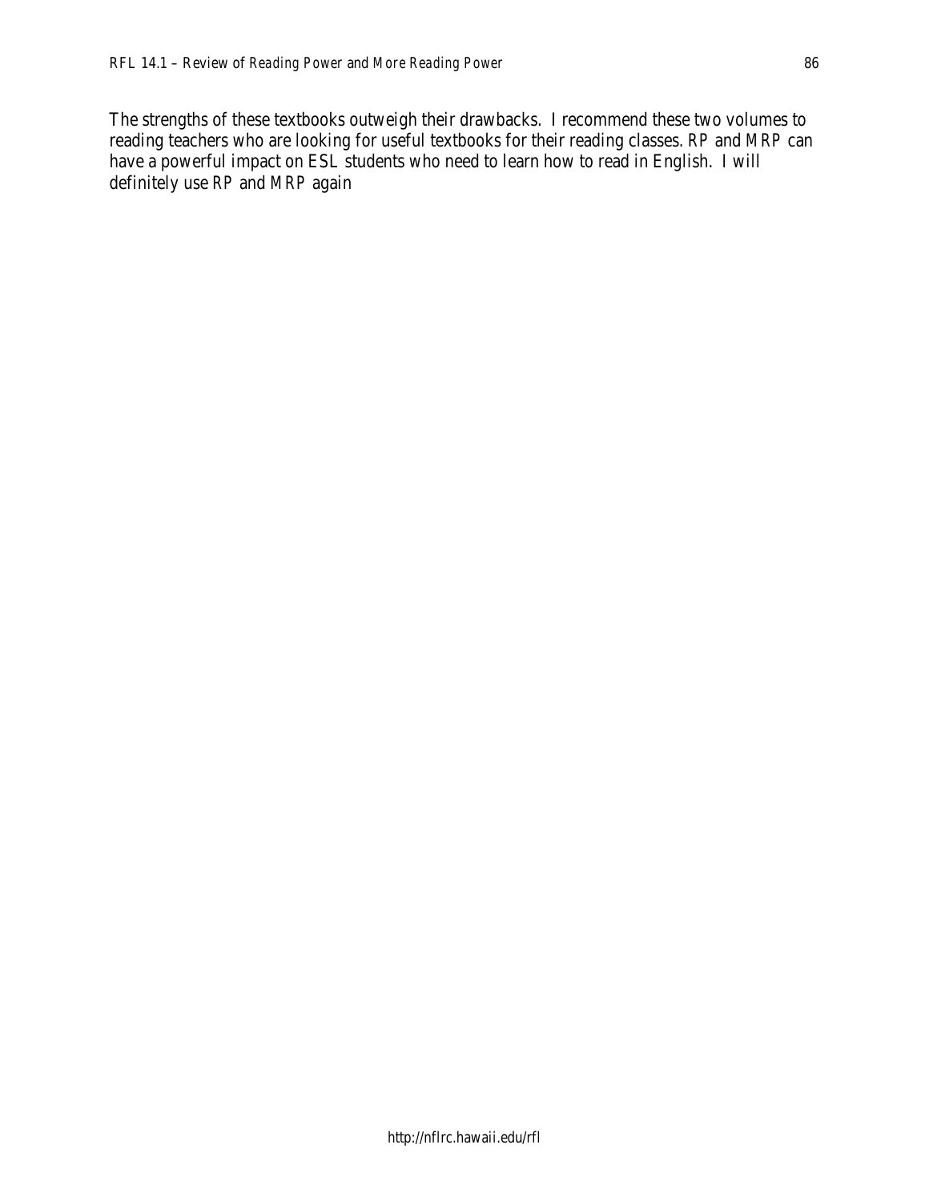The strengths of these textbooks outweigh their drawbacks. I recommend these two volumes to reading teachers who are looking for useful textbooks for their reading classes. *RP* and *MRP* can have a powerful impact on ESL students who need to learn how to read in English. I will definitely use *RP* and *MRP* again